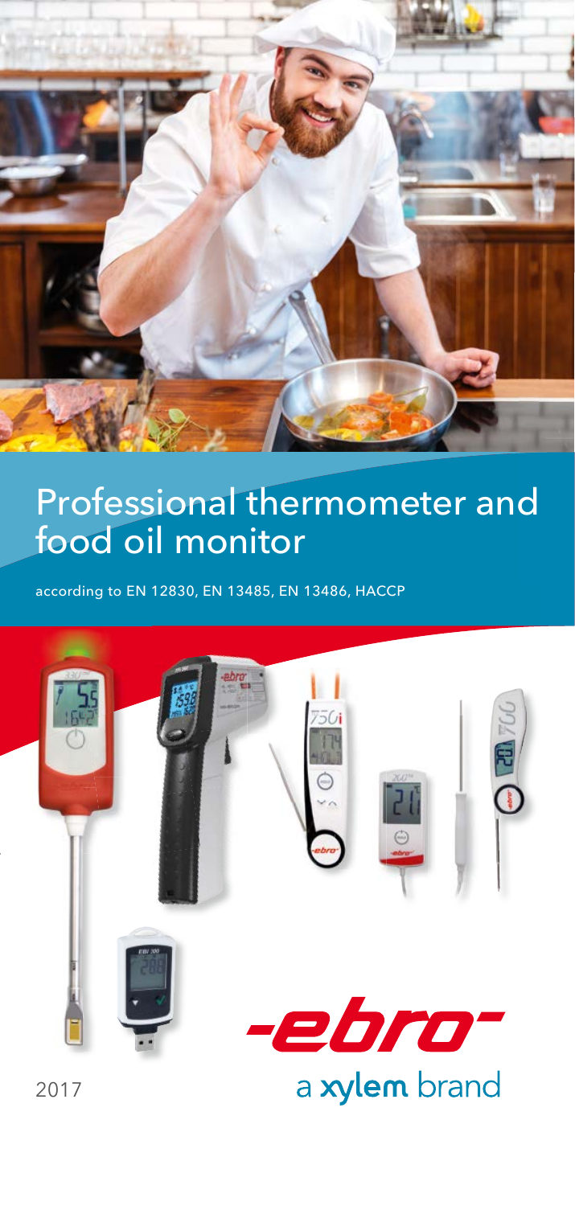# Professional thermometer and food oil monitor

according to EN 12830, EN 13485, EN 13486, HACCP

-ebro-

a xylem brand

2017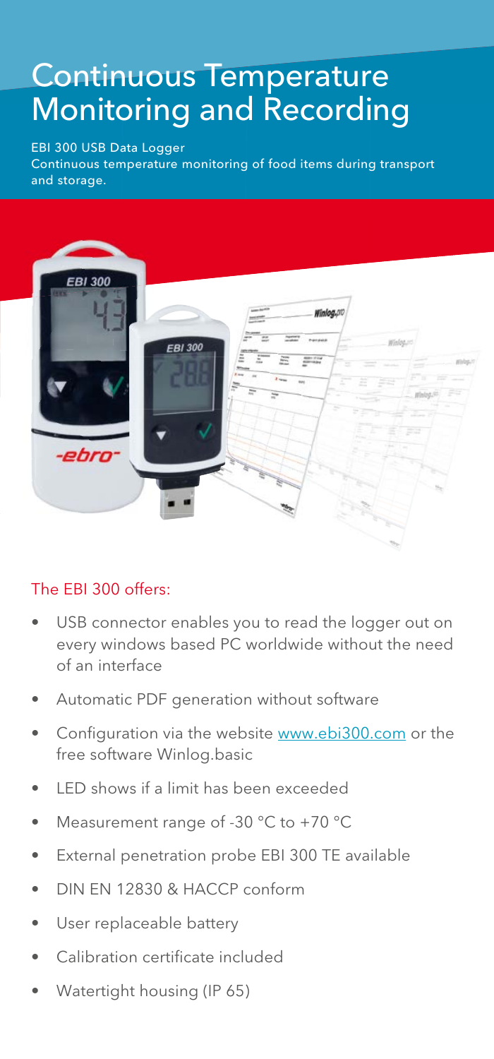# Continuous Temperature Monitoring and Recording

EBI 300 USB Data Logger
Continuous temperature monitoring of food items during transport and storage.

The EBI 300 offers:

- USB connector enables you to read the logger out on every windows based PC worldwide without the need of an interface
- Automatic PDF generation without software
- Configuration via the website www.ebi300.com or the free software Winlog.basic
- LED shows if a limit has been exceeded
- Measurement range of -30 °C to +70 °C
- External penetration probe EBI 300 TE available
- DIN EN 12830 & HACCP conform
- User replaceable battery
- Calibration certificate included
- Watertight housing (IP 65)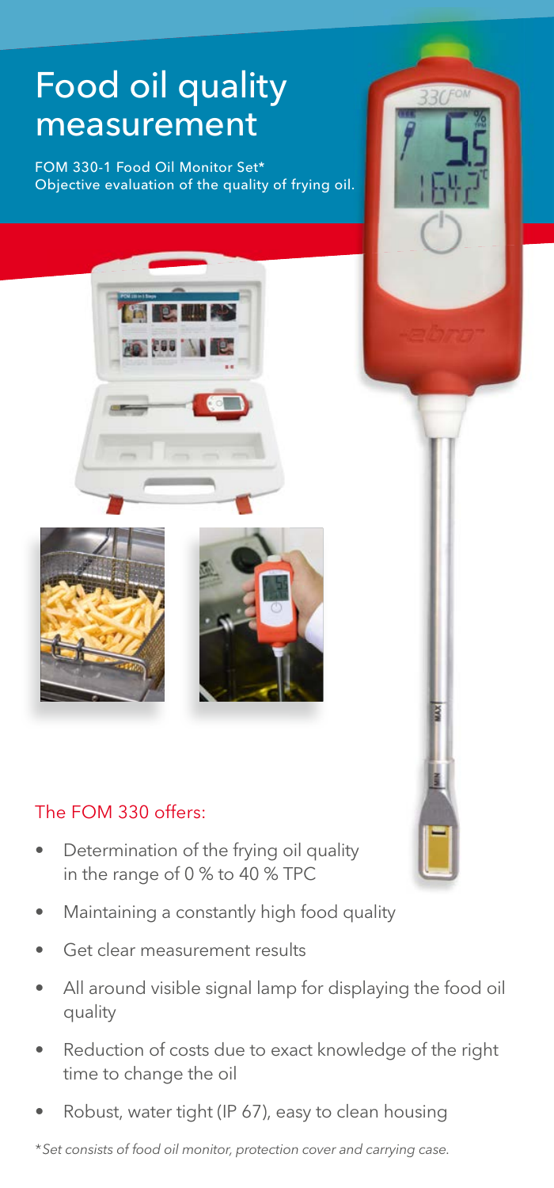# Food oil quality measurement

FOM 330-1 Food Oil Monitor Set*
Objective evaluation of the quality of frying oil.

## The FOM 330 offers:

- Determination of the frying oil quality in the range of 0 % to 40 % TPC
- Maintaining a constantly high food quality
- Get clear measurement results
- All around visible signal lamp for displaying the food oil quality
- Reduction of costs due to exact knowledge of the right time to change the oil
- Robust, water tight (IP 67), easy to clean housing

*\*Set consists of food oil monitor, protection cover and carrying case.*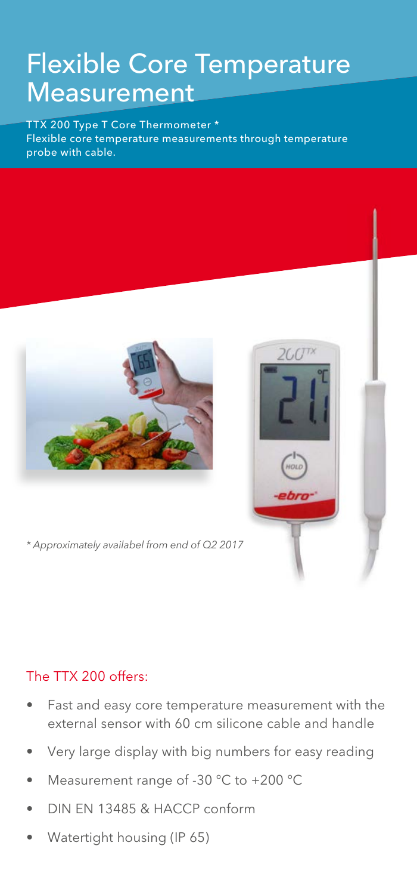# Flexible Core Temperature Measurement

TTX 200 Type T Core Thermometer *
Flexible core temperature measurements through temperature probe with cable.

*\* Approximately availabel from end of Q2 2017*

## The TTX 200 offers:

- Fast and easy core temperature measurement with the external sensor with 60 cm silicone cable and handle
- Very large display with big numbers for easy reading
- Measurement range of -30 °C to +200 °C
- DIN EN 13485 & HACCP conform
- Watertight housing (IP 65)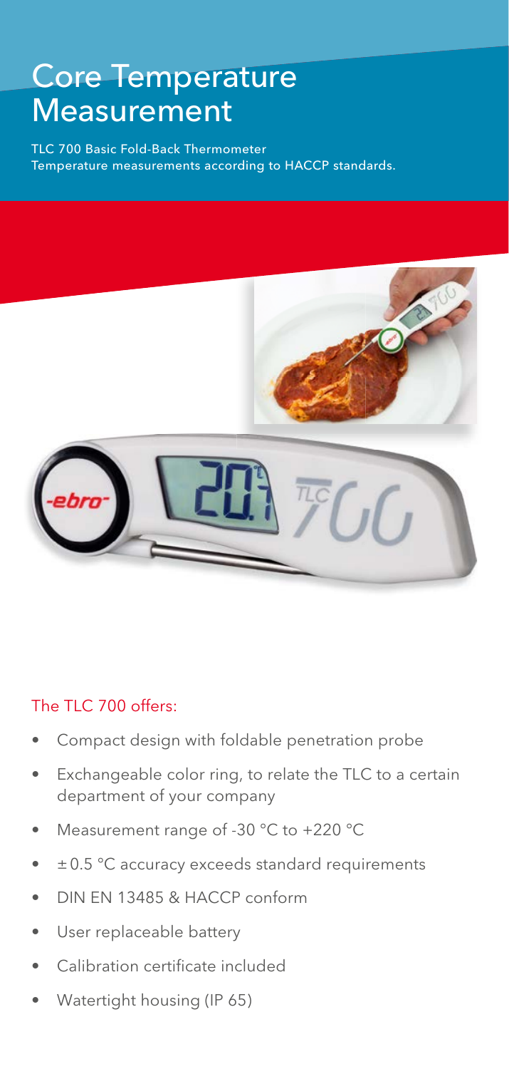# Core Temperature Measurement

TLC 700 Basic Fold-Back Thermometer
Temperature measurements according to HACCP standards.

The TLC 700 offers:

- Compact design with foldable penetration probe
- Exchangeable color ring, to relate the TLC to a certain department of your company
- Measurement range of -30 °C to +220 °C
- ± 0.5 °C accuracy exceeds standard requirements
- DIN EN 13485 & HACCP conform
- User replaceable battery
- Calibration certificate included
- Watertight housing (IP 65)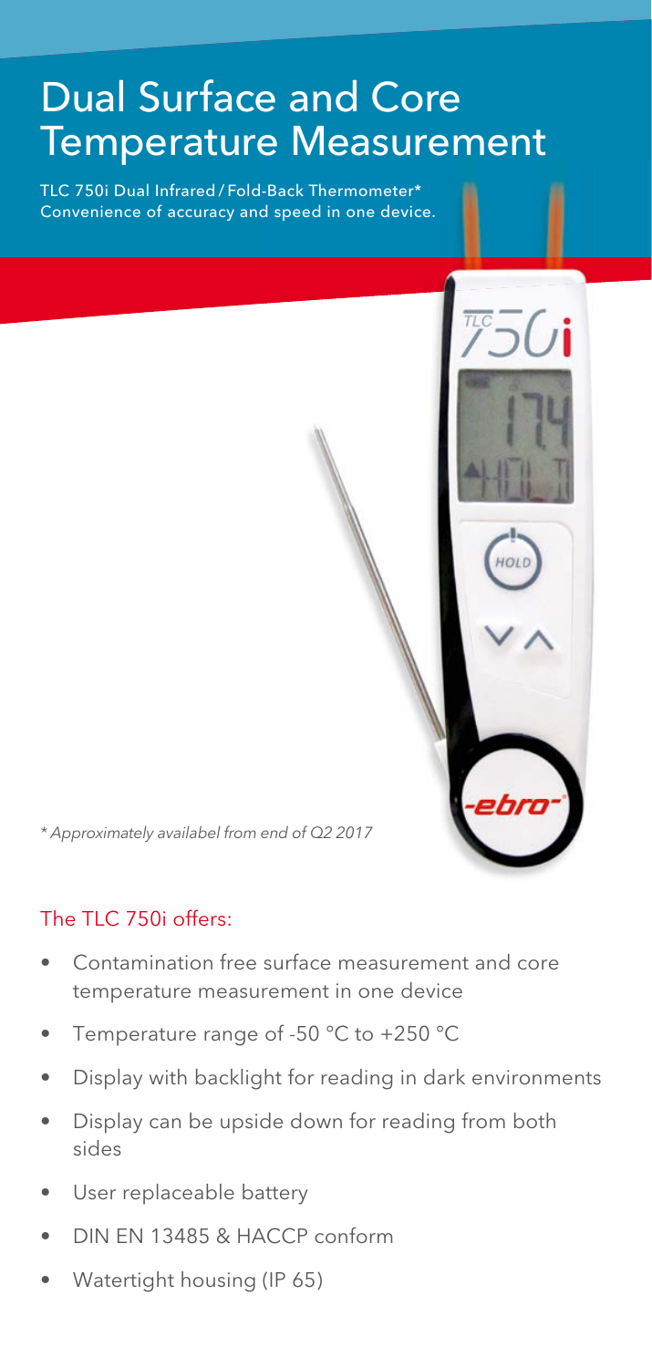# Dual Surface and Core Temperature Measurement

TLC 750i Dual Infrared / Fold-Back Thermometer*
Convenience of accuracy and speed in one device.

*\* Approximately availabel from end of Q2 2017*

## The TLC 750i offers:

- Contamination free surface measurement and core temperature measurement in one device
- Temperature range of -50 °C to +250 °C
- Display with backlight for reading in dark environments
- Display can be upside down for reading from both sides
- User replaceable battery
- DIN EN 13485 & HACCP conform
- Watertight housing (IP 65)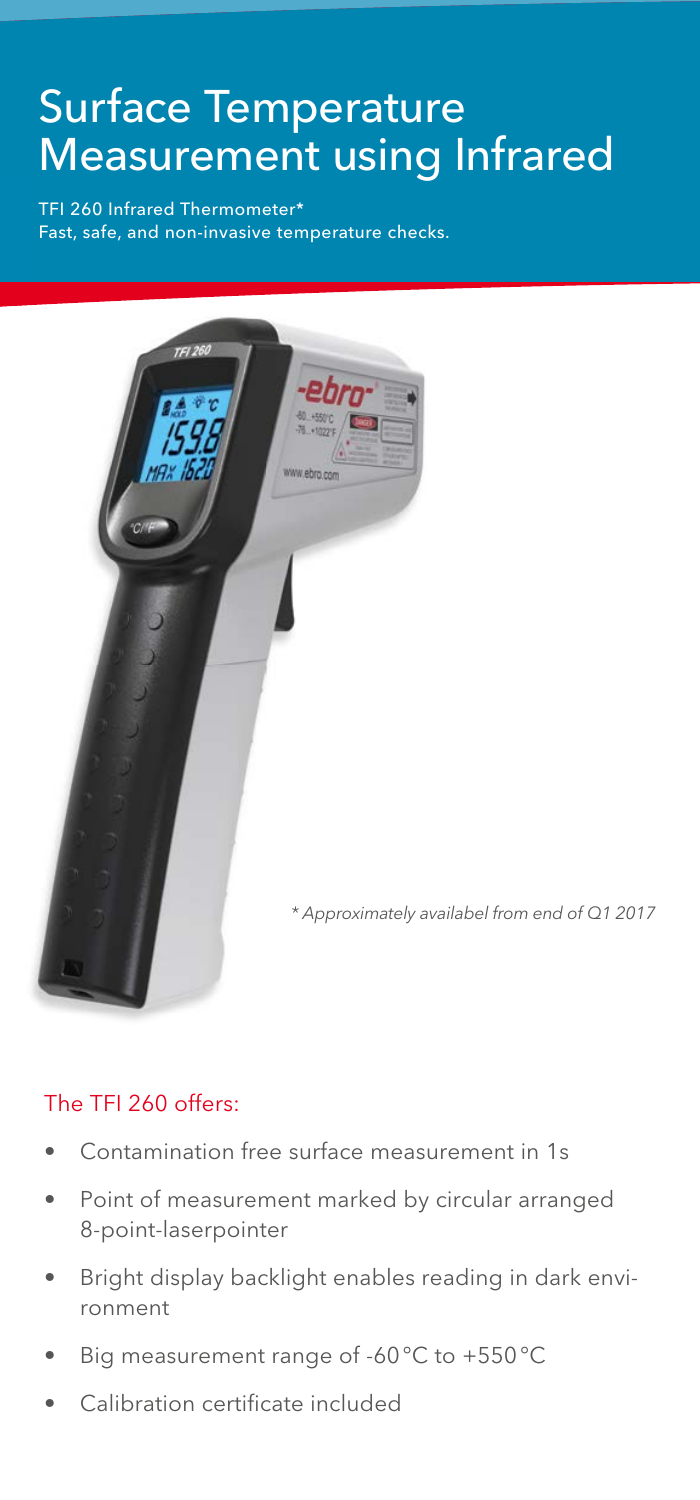# Surface Temperature Measurement using Infrared

TFI 260 Infrared Thermometer*
Fast, safe, and non-invasive temperature checks.

*\* Approximately availabel from end of Q1 2017*

## The TFI 260 offers:

- Contamination free surface measurement in 1s
- Point of measurement marked by circular arranged 8-point-laserpointer
- Bright display backlight enables reading in dark environment
- Big measurement range of -60 °C to +550 °C
- Calibration certificate included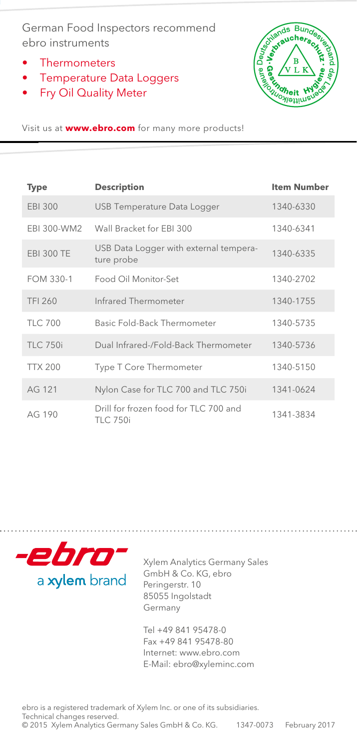German Food Inspectors recommend ebro instruments

- Thermometers
- Temperature Data Loggers
- Fry Oil Quality Meter

Visit us at **www.ebro.com** for many more products!

| Type | Description | Item Number |
|---|---|---|
| EBI 300 | USB Temperature Data Logger | 1340-6330 |
| EBI 300-WM2 | Wall Bracket for EBI 300 | 1340-6341 |
| EBI 300 TE | USB Data Logger with external temperature probe | 1340-6335 |
| FOM 330-1 | Food Oil Monitor-Set | 1340-2702 |
| TFI 260 | Infrared Thermometer | 1340-1755 |
| TLC 700 | Basic Fold-Back Thermometer | 1340-5735 |
| TLC 750i | Dual Infrared-/Fold-Back Thermometer | 1340-5736 |
| TTX 200 | Type T Core Thermometer | 1340-5150 |
| AG 121 | Nylon Case for TLC 700 and TLC 750i | 1341-0624 |
| AG 190 | Drill for frozen food for TLC 700 and TLC 750i | 1341-3834 |

-ebro- a xylem brand

Xylem Analytics Germany Sales GmbH & Co. KG, ebro
Peringerstr. 10
85055 Ingolstadt
Germany

Tel +49 841 95478-0
Fax +49 841 95478-80
Internet: www.ebro.com
E-Mail: ebro@xyleminc.com

ebro is a registered trademark of Xylem Inc. or one of its subsidiaries.
Technical changes reserved.
© 2015 Xylem Analytics Germany Sales GmbH & Co. KG. 1347-0073 February 2017